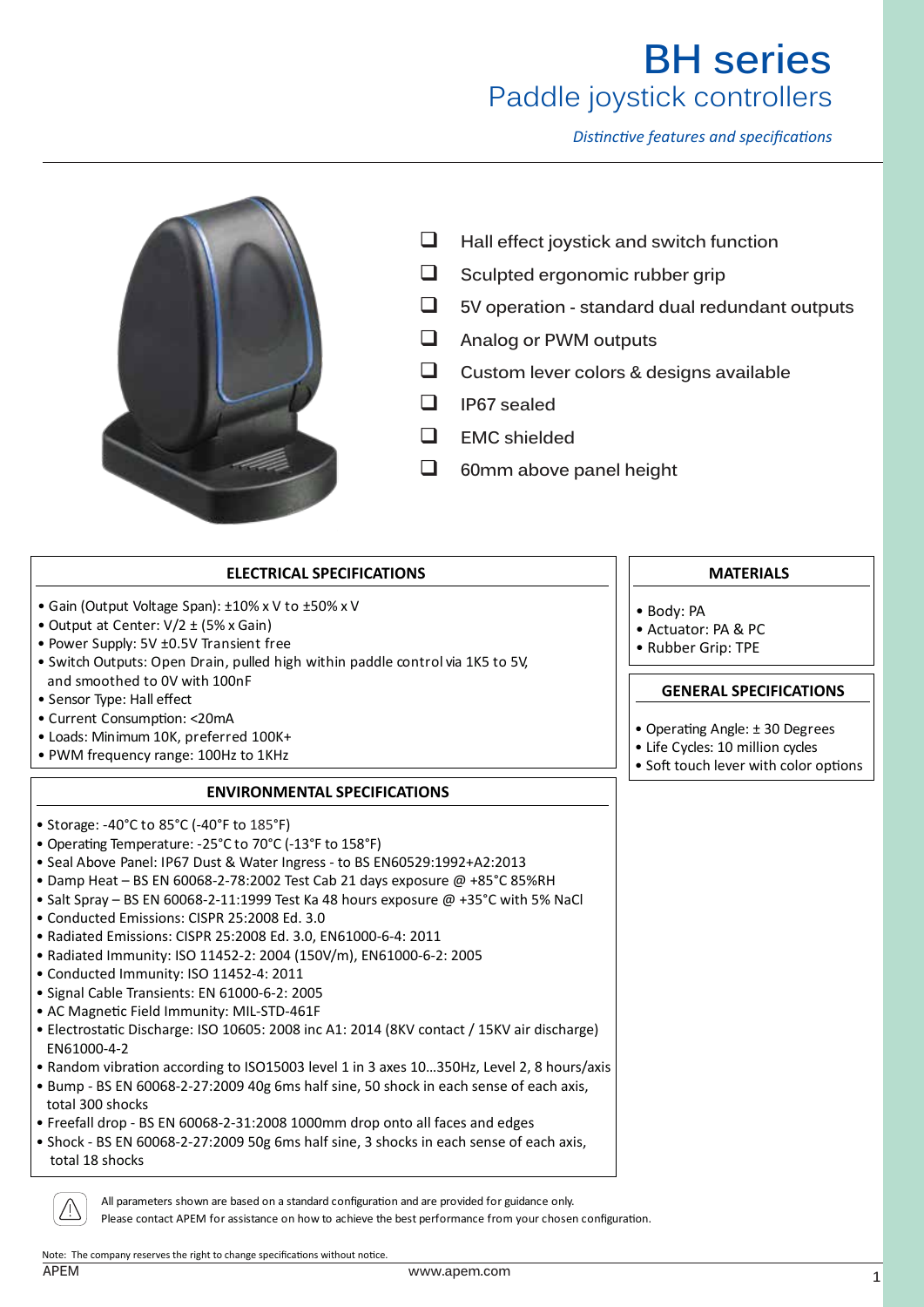# BH series
## Paddle joystick controllers

*Distinctive features and specifications*

- Hall effect joystick and switch function
- Sculpted ergonomic rubber grip
- 5V operation - standard dual redundant outputs
- Analog or PWM outputs
- Custom lever colors & designs available
- IP67 sealed
- EMC shielded
- 60mm above panel height

### ELECTRICAL SPECIFICATIONS

- Gain (Output Voltage Span): ±10% x V to ±50% x V
- Output at Center: V/2 ± (5% x Gain)
- Power Supply: 5V ±0.5V Transient free
- Switch Outputs: Open Drain, pulled high within paddle control via 1K5 to 5V, and smoothed to 0V with 100nF
- Sensor Type: Hall effect
- Current Consumption: <20mA
- Loads: Minimum 10K, preferred 100K+
- PWM frequency range: 100Hz to 1KHz

### ENVIRONMENTAL SPECIFICATIONS

- Storage: -40°C to 85°C (-40°F to 185°F)
- Operating Temperature: -25°C to 70°C (-13°F to 158°F)
- Seal Above Panel: IP67 Dust & Water Ingress - to BS EN60529:1992+A2:2013
- Damp Heat – BS EN 60068-2-78:2002 Test Cab 21 days exposure @ +85°C 85%RH
- Salt Spray – BS EN 60068-2-11:1999 Test Ka 48 hours exposure @ +35°C with 5% NaCl
- Conducted Emissions: CISPR 25:2008 Ed. 3.0
- Radiated Emissions: CISPR 25:2008 Ed. 3.0, EN61000-6-4: 2011
- Radiated Immunity: ISO 11452-2: 2004 (150V/m), EN61000-6-2: 2005
- Conducted Immunity: ISO 11452-4: 2011
- Signal Cable Transients: EN 61000-6-2: 2005
- AC Magnetic Field Immunity: MIL-STD-461F
- Electrostatic Discharge: ISO 10605: 2008 inc A1: 2014 (8KV contact / 15KV air discharge) EN61000-4-2
- Random vibration according to ISO15003 level 1 in 3 axes 10...350Hz, Level 2, 8 hours/axis
- Bump - BS EN 60068-2-27:2009 40g 6ms half sine, 50 shock in each sense of each axis, total 300 shocks
- Freefall drop - BS EN 60068-2-31:2008 1000mm drop onto all faces and edges
- Shock - BS EN 60068-2-27:2009 50g 6ms half sine, 3 shocks in each sense of each axis, total 18 shocks

### MATERIALS

- Body: PA
- Actuator: PA & PC
- Rubber Grip: TPE

### GENERAL SPECIFICATIONS

- Operating Angle: ± 30 Degrees
- Life Cycles: 10 million cycles
- Soft touch lever with color options

All parameters shown are based on a standard configuration and are provided for guidance only.
Please contact APEM for assistance on how to achieve the best performance from your chosen configuration.

Note: The company reserves the right to change specifications without notice.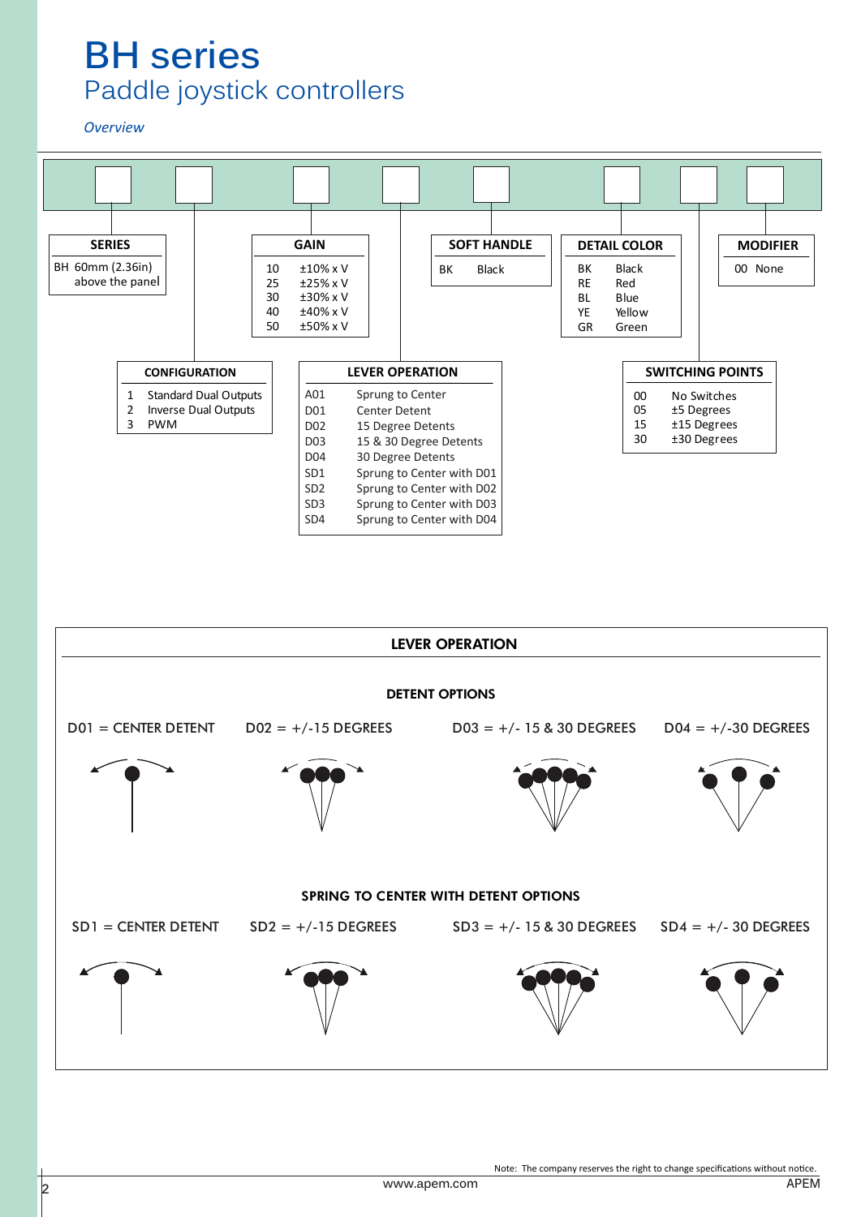# BH series
## Paddle joystick controllers

*Overview*

### SERIES

| Code | Description |
|---|---|
| BH | 60mm (2.36in) above the panel |

### CONFIGURATION

| Code | Description |
|---|---|
| 1 | Standard Dual Outputs |
| 2 | Inverse Dual Outputs |
| 3 | PWM |

### GAIN

| Code | Description |
|---|---|
| 10 | ±10% x V |
| 25 | ±25% x V |
| 30 | ±30% x V |
| 40 | ±40% x V |
| 50 | ±50% x V |

### LEVER OPERATION

| Code | Description |
|---|---|
| A01 | Sprung to Center |
| D01 | Center Detent |
| D02 | 15 Degree Detents |
| D03 | 15 & 30 Degree Detents |
| D04 | 30 Degree Detents |
| SD1 | Sprung to Center with D01 |
| SD2 | Sprung to Center with D02 |
| SD3 | Sprung to Center with D03 |
| SD4 | Sprung to Center with D04 |

### SOFT HANDLE

| Code | Description |
|---|---|
| BK | Black |

### DETAIL COLOR

| Code | Description |
|---|---|
| BK | Black |
| RE | Red |
| BL | Blue |
| YE | Yellow |
| GR | Green |

### SWITCHING POINTS

| Code | Description |
|---|---|
| 00 | No Switches |
| 05 | ±5 Degrees |
| 15 | ±15 Degrees |
| 30 | ±30 Degrees |

### MODIFIER

| Code | Description |
|---|---|
| 00 | None |

## LEVER OPERATION

### DETENT OPTIONS

D01 = CENTER DETENT

D02 = +/-15 DEGREES

D03 = +/- 15 & 30 DEGREES

D04 = +/-30 DEGREES

### SPRING TO CENTER WITH DETENT OPTIONS

SD1 = CENTER DETENT

SD2 = +/-15 DEGREES

SD3 = +/- 15 & 30 DEGREES

SD4 = +/- 30 DEGREES

Note: The company reserves the right to change specifications without notice.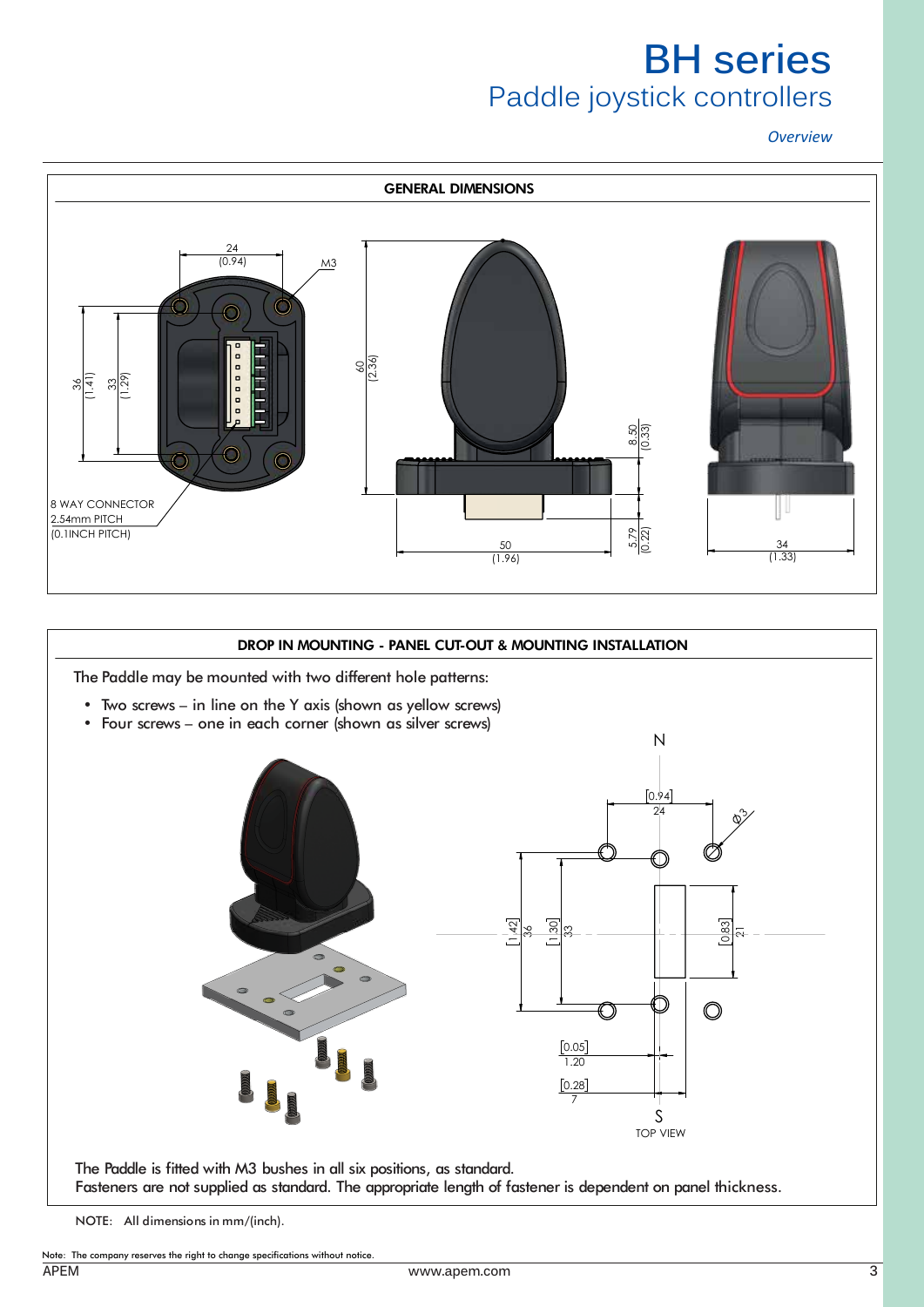# BH series

## Paddle joystick controllers

*Overview*

### GENERAL DIMENSIONS

24 (0.94)

M3

36 (1.41)

33 (1.29)

8 WAY CONNECTOR
2.54mm PITCH
(0.1INCH PITCH)

60 (2.36)

8.50 (0.33)

5.79 (0.22)

50 (1.96)

34 (1.33)

### DROP IN MOUNTING - PANEL CUT-OUT & MOUNTING INSTALLATION

The Paddle may be mounted with two different hole patterns:

- Two screws – in line on the Y axis (shown as yellow screws)
- Four screws – one in each corner (shown as silver screws)

N

[0.94] 24

Ø3

[1.42] 36

[1.30] 33

[0.83] 21

[0.05] 1.20

[0.28] 7

S

TOP VIEW

The Paddle is fitted with M3 bushes in all six positions, as standard.
Fasteners are not supplied as standard. The appropriate length of fastener is dependent on panel thickness.

NOTE: All dimensions in mm/(inch).

Note: The company reserves the right to change specifications without notice.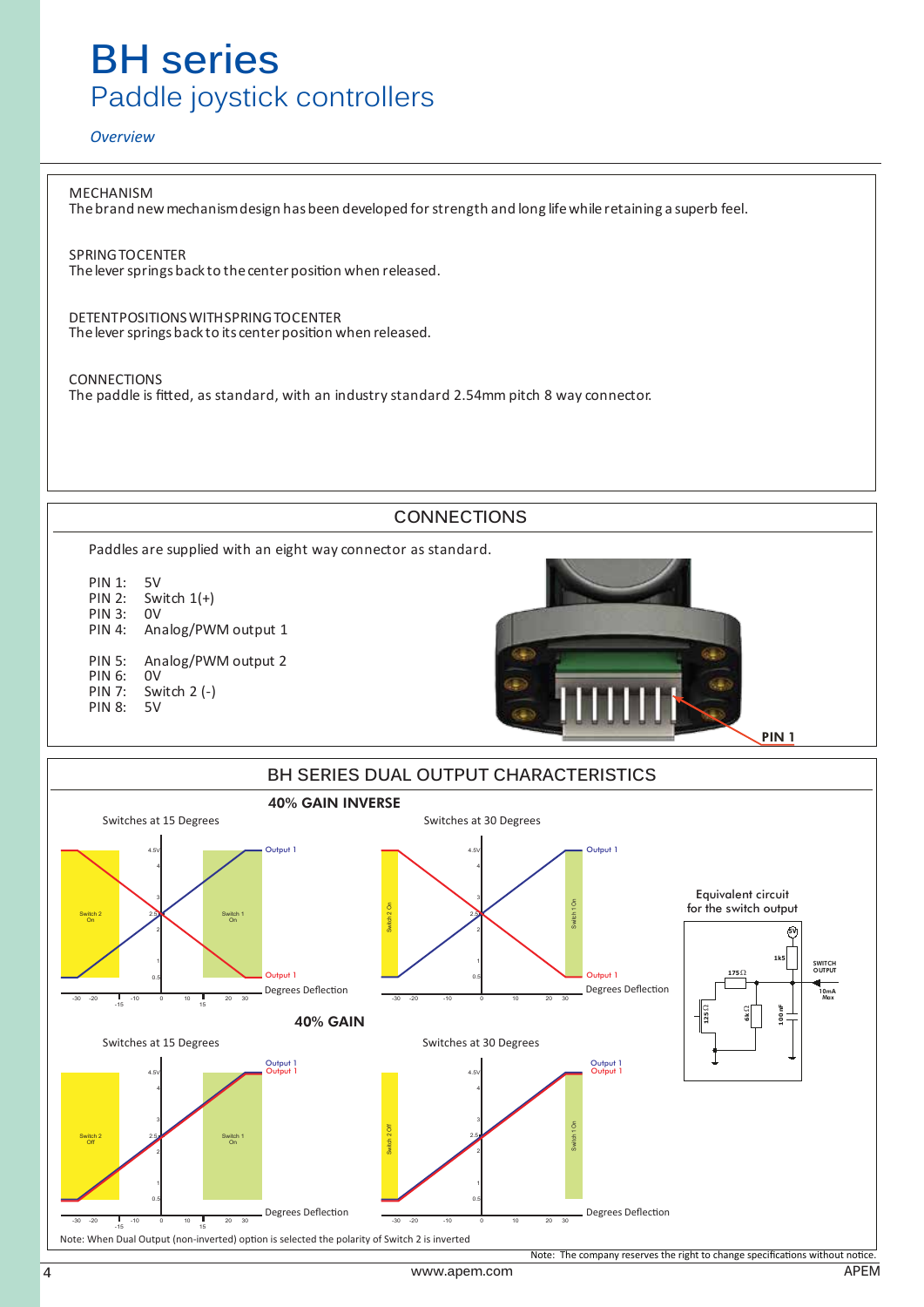# BH series

## Paddle joystick controllers

*Overview*

MECHANISM
The brand new mechanism design has been developed for strength and long life while retaining a superb feel.

SPRING TO CENTER
The lever springs back to the center position when released.

DETENT POSITIONS WITH SPRING TO CENTER
The lever springs back to its center position when released.

CONNECTIONS
The paddle is fitted, as standard, with an industry standard 2.54mm pitch 8 way connector.

## CONNECTIONS

Paddles are supplied with an eight way connector as standard.

PIN 1: 5V
PIN 2: Switch 1(+)
PIN 3: 0V
PIN 4: Analog/PWM output 1

PIN 5: Analog/PWM output 2
PIN 6: 0V
PIN 7: Switch 2 (-)
PIN 8: 5V

PIN 1

## BH SERIES DUAL OUTPUT CHARACTERISTICS

### 40% GAIN INVERSE

Switches at 15 Degrees

Switches at 30 Degrees

Equivalent circuit for the switch output

### 40% GAIN

Switches at 15 Degrees

Switches at 30 Degrees

Note: When Dual Output (non-inverted) option is selected the polarity of Switch 2 is inverted

Note: The company reserves the right to change specifications without notice.

www.apem.com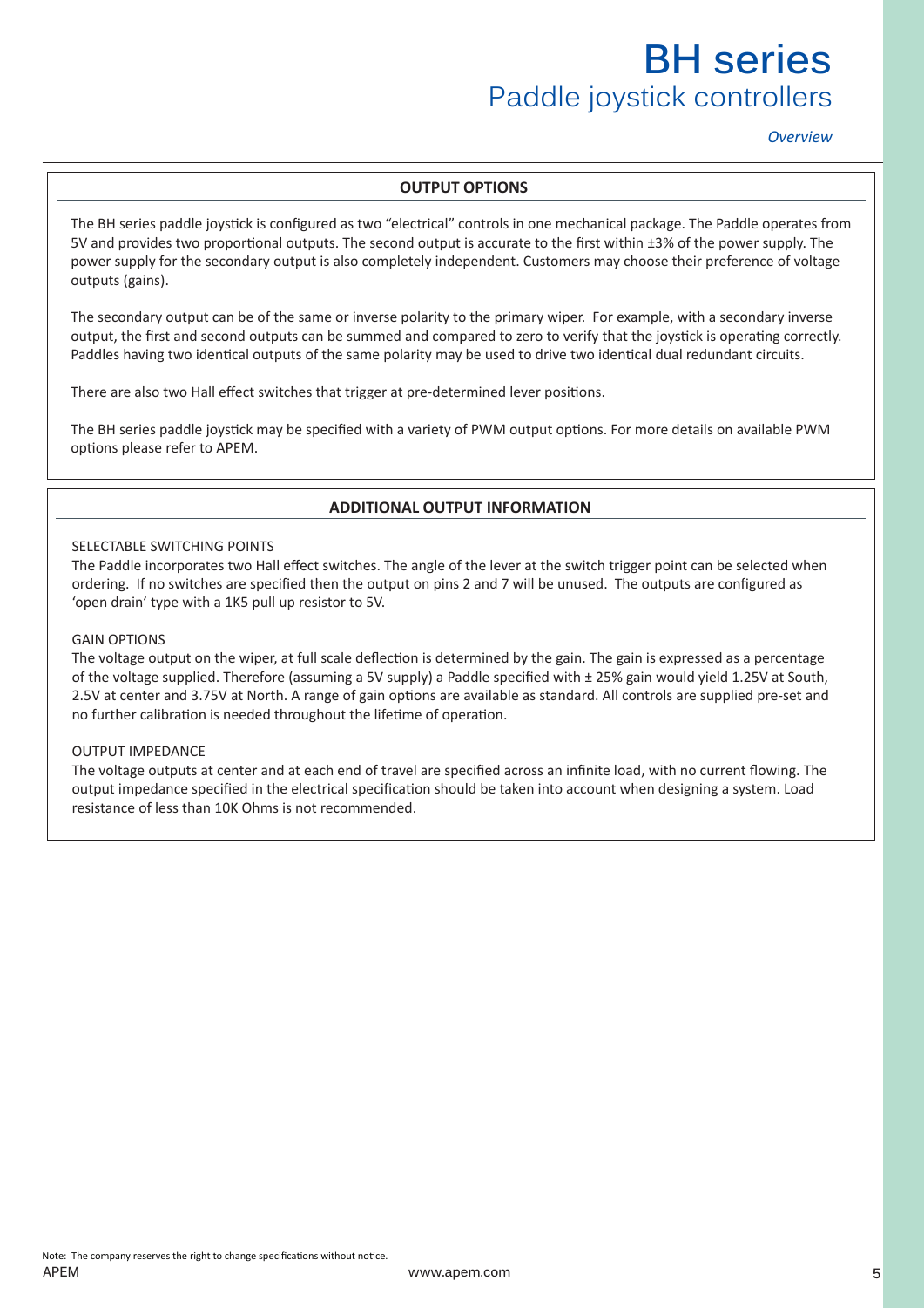# BH series

## Paddle joystick controllers

*Overview*

### OUTPUT OPTIONS

The BH series paddle joystick is configured as two "electrical" controls in one mechanical package. The Paddle operates from 5V and provides two proportional outputs. The second output is accurate to the first within ±3% of the power supply. The power supply for the secondary output is also completely independent. Customers may choose their preference of voltage outputs (gains).

The secondary output can be of the same or inverse polarity to the primary wiper. For example, with a secondary inverse output, the first and second outputs can be summed and compared to zero to verify that the joystick is operating correctly. Paddles having two identical outputs of the same polarity may be used to drive two identical dual redundant circuits.

There are also two Hall effect switches that trigger at pre-determined lever positions.

The BH series paddle joystick may be specified with a variety of PWM output options. For more details on available PWM options please refer to APEM.

### ADDITIONAL OUTPUT INFORMATION

SELECTABLE SWITCHING POINTS

The Paddle incorporates two Hall effect switches. The angle of the lever at the switch trigger point can be selected when ordering. If no switches are specified then the output on pins 2 and 7 will be unused. The outputs are configured as 'open drain' type with a 1K5 pull up resistor to 5V.

GAIN OPTIONS

The voltage output on the wiper, at full scale deflection is determined by the gain. The gain is expressed as a percentage of the voltage supplied. Therefore (assuming a 5V supply) a Paddle specified with ± 25% gain would yield 1.25V at South, 2.5V at center and 3.75V at North. A range of gain options are available as standard. All controls are supplied pre-set and no further calibration is needed throughout the lifetime of operation.

OUTPUT IMPEDANCE

The voltage outputs at center and at each end of travel are specified across an infinite load, with no current flowing. The output impedance specified in the electrical specification should be taken into account when designing a system. Load resistance of less than 10K Ohms is not recommended.

Note: The company reserves the right to change specifications without notice.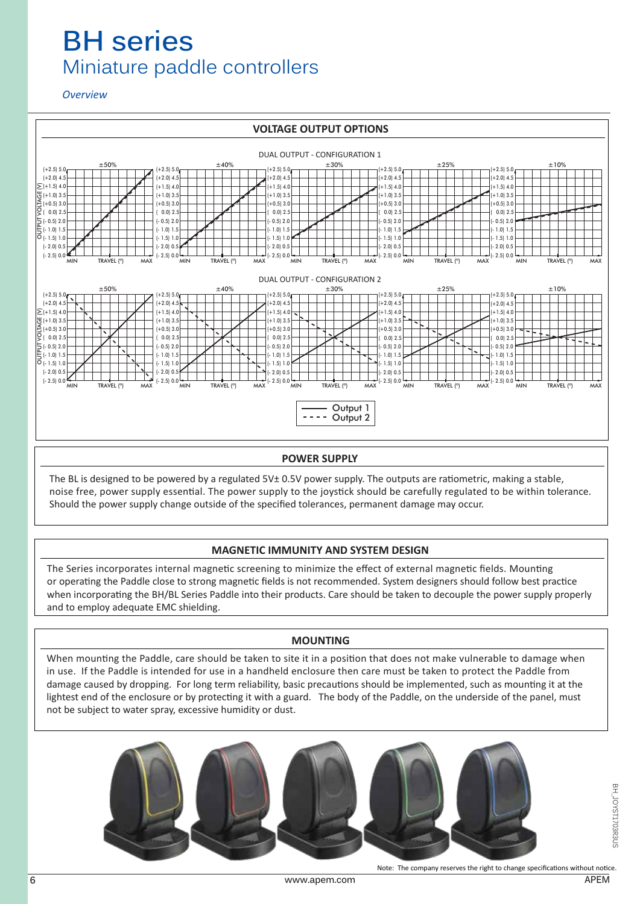# BH series

## Miniature paddle controllers

*Overview*

### VOLTAGE OUTPUT OPTIONS

DUAL OUTPUT - CONFIGURATION 1

±50% ±40% ±30% ±25% ±10%

OUTPUT VOLTAGE (V)

(+2.5) 5.0
(+2.0) 4.5
(+1.5) 4.0
(+1.0) 3.5
(+0.5) 3.0
( 0.0) 2.5
(- 0.5) 2.0
(- 1.0) 1.5
(- 1.5) 1.0
(- 2.0) 0.5
(- 2.5) 0.0

MIN TRAVEL (°) MAX

DUAL OUTPUT - CONFIGURATION 2

±50% ±40% ±30% ±25% ±10%

OUTPUT VOLTAGE (V)

(+2.5) 5.0
(+2.0) 4.5
(+1.5) 4.0
(+1.0) 3.5
(+0.5) 3.0
( 0.0) 2.5
(- 0.5) 2.0
(- 1.0) 1.5
(- 1.5) 1.0
(- 2.0) 0.5
(- 2.5) 0.0

MIN TRAVEL (°) MAX

Output 1
Output 2

### POWER SUPPLY

The BL is designed to be powered by a regulated 5V± 0.5V power supply. The outputs are ratiometric, making a stable, noise free, power supply essential. The power supply to the joystick should be carefully regulated to be within tolerance. Should the power supply change outside of the specified tolerances, permanent damage may occur.

### MAGNETIC IMMUNITY AND SYSTEM DESIGN

The Series incorporates internal magnetic screening to minimize the effect of external magnetic fields. Mounting or operating the Paddle close to strong magnetic fields is not recommended. System designers should follow best practice when incorporating the BH/BL Series Paddle into their products. Care should be taken to decouple the power supply properly and to employ adequate EMC shielding.

### MOUNTING

When mounting the Paddle, care should be taken to site it in a position that does not make vulnerable to damage when in use. If the Paddle is intended for use in a handheld enclosure then care must be taken to protect the Paddle from damage caused by dropping. For long term reliability, basic precautions should be implemented, such as mounting it at the lightest end of the enclosure or by protecting it with a guard. The body of the Paddle, on the underside of the panel, must not be subject to water spray, excessive humidity or dust.

BH_JOYST1703R3US

Note: The company reserves the right to change specifications without notice.